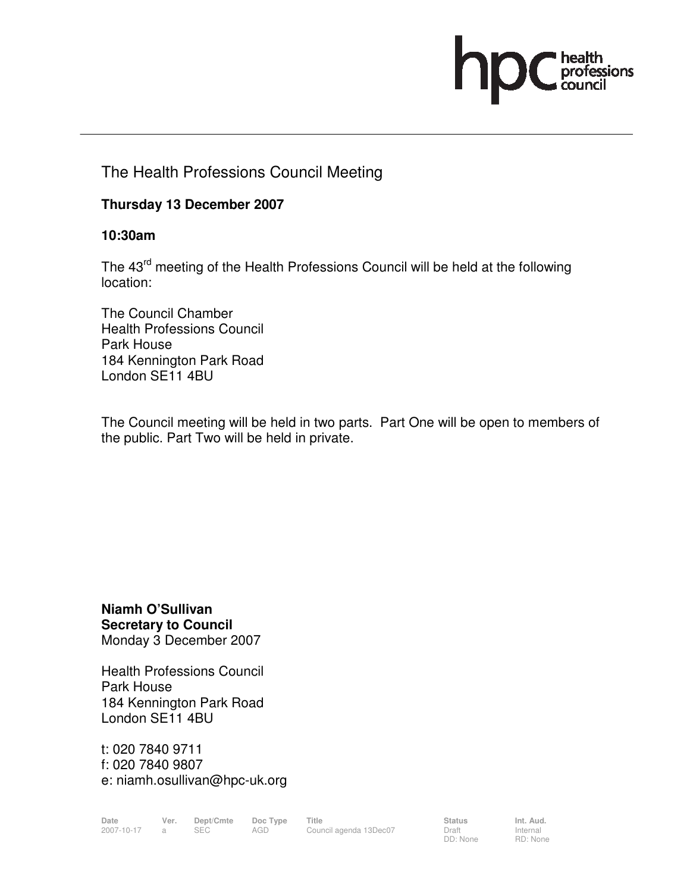# The Health Professions Council Meeting

**Thursday 13 December 2007**

**10:30am**

The 43rd meeting of the Health Professions Council will be held at the following location:

The Council Chamber
Health Professions Council
Park House
184 Kennington Park Road
London SE11 4BU

The Council meeting will be held in two parts. Part One will be open to members of the public. Part Two will be held in private.

**Niamh O'Sullivan**
**Secretary to Council**
Monday 3 December 2007

Health Professions Council
Park House
184 Kennington Park Road
London SE11 4BU

t: 020 7840 9711
f: 020 7840 9807
e: niamh.osullivan@hpc-uk.org

| Date | Ver. | Dept/Cmte | Doc Type | Title | Status | Int. Aud. |
|---|---|---|---|---|---|---|
| 2007-10-17 | a | SEC | AGD | Council agenda 13Dec07 | Draft DD: None | Internal RD: None |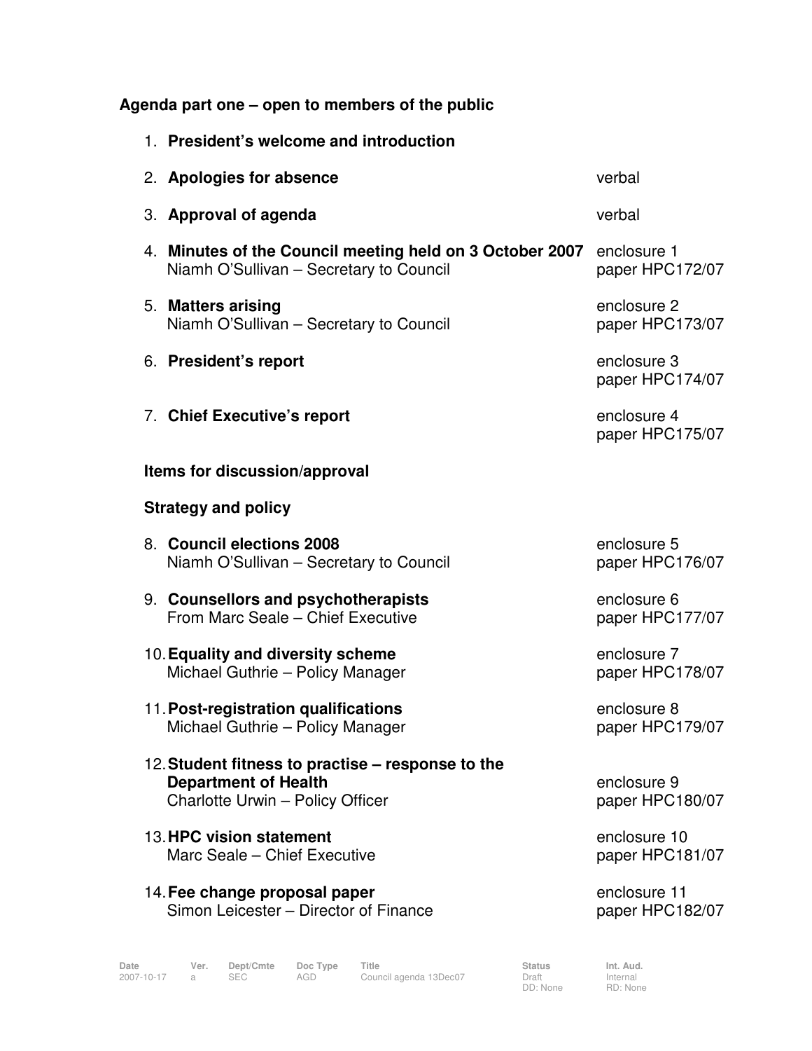**Agenda part one – open to members of the public**

| | | |
|---|---|---|
| 1. | **President's welcome and introduction** | |
| 2. | **Apologies for absence** | verbal |
| 3. | **Approval of agenda** | verbal |
| 4. | **Minutes of the Council meeting held on 3 October 2007**<br>Niamh O'Sullivan – Secretary to Council | enclosure 1<br>paper HPC172/07 |
| 5. | **Matters arising**<br>Niamh O'Sullivan – Secretary to Council | enclosure 2<br>paper HPC173/07 |
| 6. | **President's report** | enclosure 3<br>paper HPC174/07 |
| 7. | **Chief Executive's report** | enclosure 4<br>paper HPC175/07 |

**Items for discussion/approval**

**Strategy and policy**

| | | |
|---|---|---|
| 8. | **Council elections 2008**<br>Niamh O'Sullivan – Secretary to Council | enclosure 5<br>paper HPC176/07 |
| 9. | **Counsellors and psychotherapists**<br>From Marc Seale – Chief Executive | enclosure 6<br>paper HPC177/07 |
| 10. | **Equality and diversity scheme**<br>Michael Guthrie – Policy Manager | enclosure 7<br>paper HPC178/07 |
| 11. | **Post-registration qualifications**<br>Michael Guthrie – Policy Manager | enclosure 8<br>paper HPC179/07 |
| 12. | **Student fitness to practise – response to the Department of Health**<br>Charlotte Urwin – Policy Officer | enclosure 9<br>paper HPC180/07 |
| 13. | **HPC vision statement**<br>Marc Seale – Chief Executive | enclosure 10<br>paper HPC181/07 |
| 14. | **Fee change proposal paper**<br>Simon Leicester – Director of Finance | enclosure 11<br>paper HPC182/07 |

| Date | Ver. | Dept/Cmte | Doc Type | Title | Status | Int. Aud. |
|---|---|---|---|---|---|---|
| 2007-10-17 | a | SEC | AGD | Council agenda 13Dec07 | Draft<br>DD: None | Internal<br>RD: None |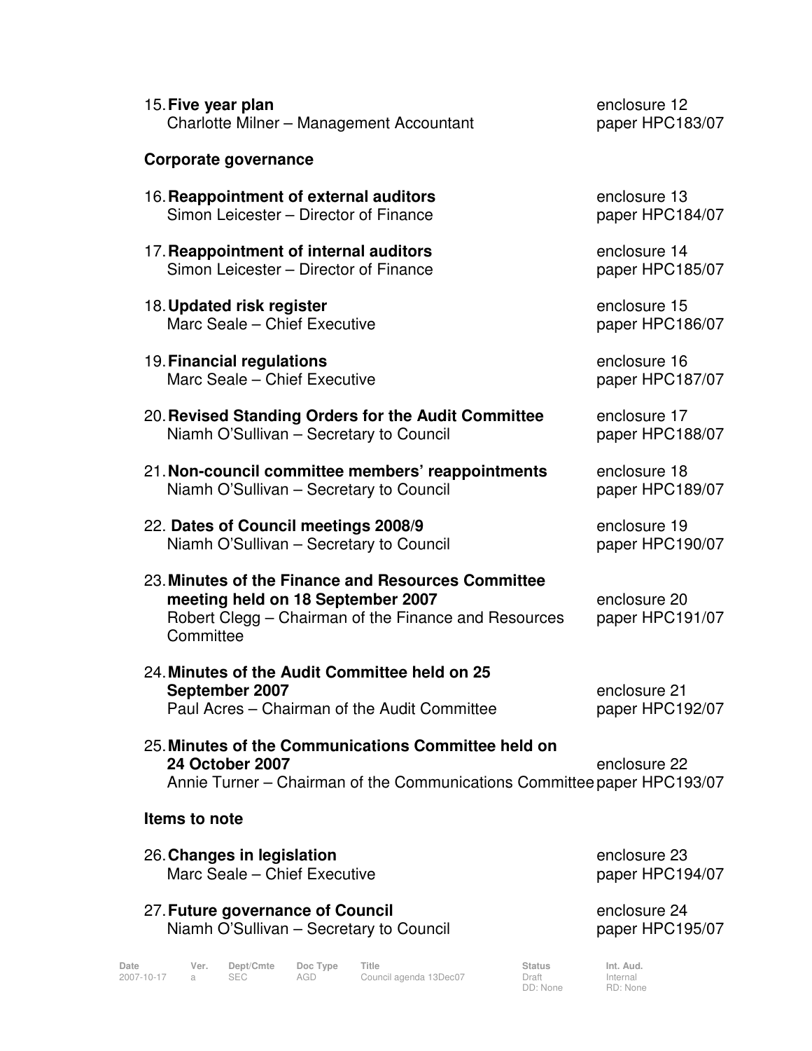15. **Five year plan** — enclosure 12
Charlotte Milner – Management Accountant — paper HPC183/07

**Corporate governance**

16. **Reappointment of external auditors** — enclosure 13
Simon Leicester – Director of Finance — paper HPC184/07

17. **Reappointment of internal auditors** — enclosure 14
Simon Leicester – Director of Finance — paper HPC185/07

18. **Updated risk register** — enclosure 15
Marc Seale – Chief Executive — paper HPC186/07

19. **Financial regulations** — enclosure 16
Marc Seale – Chief Executive — paper HPC187/07

20. **Revised Standing Orders for the Audit Committee** — enclosure 17
Niamh O'Sullivan – Secretary to Council — paper HPC188/07

21. **Non-council committee members' reappointments** — enclosure 18
Niamh O'Sullivan – Secretary to Council — paper HPC189/07

22. **Dates of Council meetings 2008/9** — enclosure 19
Niamh O'Sullivan – Secretary to Council — paper HPC190/07

23. **Minutes of the Finance and Resources Committee meeting held on 18 September 2007** — enclosure 20
Robert Clegg – Chairman of the Finance and Resources Committee — paper HPC191/07

24. **Minutes of the Audit Committee held on 25 September 2007** — enclosure 21
Paul Acres – Chairman of the Audit Committee — paper HPC192/07

25. **Minutes of the Communications Committee held on 24 October 2007** — enclosure 22
Annie Turner – Chairman of the Communications Committee — paper HPC193/07

**Items to note**

26. **Changes in legislation** — enclosure 23
Marc Seale – Chief Executive — paper HPC194/07

27. **Future governance of Council** — enclosure 24
Niamh O'Sullivan – Secretary to Council — paper HPC195/07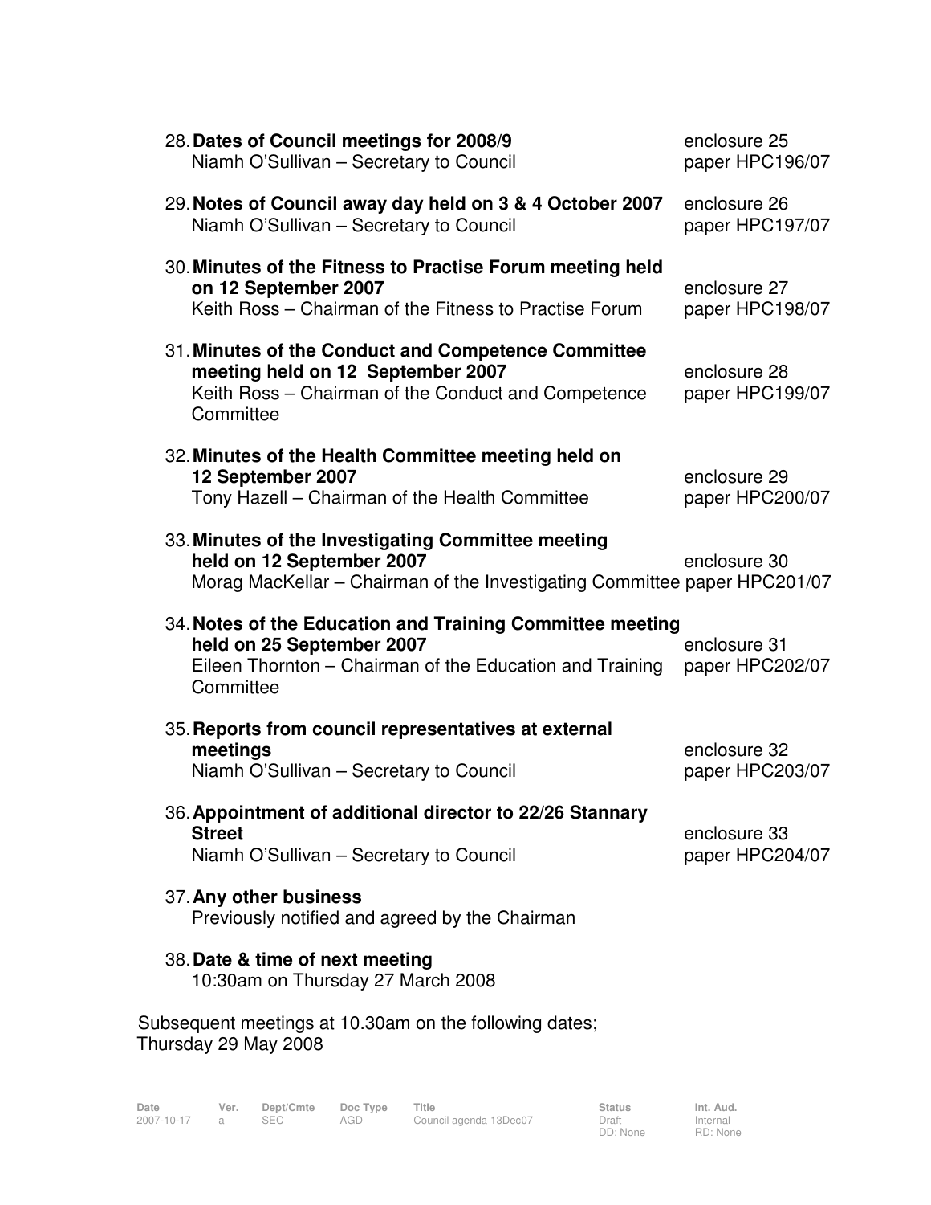28. **Dates of Council meetings for 2008/9** — enclosure 25, paper HPC196/07
    Niamh O'Sullivan – Secretary to Council

29. **Notes of Council away day held on 3 & 4 October 2007** — enclosure 26, paper HPC197/07
    Niamh O'Sullivan – Secretary to Council

30. **Minutes of the Fitness to Practise Forum meeting held on 12 September 2007** — enclosure 27, paper HPC198/07
    Keith Ross – Chairman of the Fitness to Practise Forum

31. **Minutes of the Conduct and Competence Committee meeting held on 12 September 2007** — enclosure 28, paper HPC199/07
    Keith Ross – Chairman of the Conduct and Competence Committee

32. **Minutes of the Health Committee meeting held on 12 September 2007** — enclosure 29, paper HPC200/07
    Tony Hazell – Chairman of the Health Committee

33. **Minutes of the Investigating Committee meeting held on 12 September 2007** — enclosure 30, paper HPC201/07
    Morag MacKellar – Chairman of the Investigating Committee

34. **Notes of the Education and Training Committee meeting held on 25 September 2007** — enclosure 31, paper HPC202/07
    Eileen Thornton – Chairman of the Education and Training Committee

35. **Reports from council representatives at external meetings** — enclosure 32, paper HPC203/07
    Niamh O'Sullivan – Secretary to Council

36. **Appointment of additional director to 22/26 Stannary Street** — enclosure 33, paper HPC204/07
    Niamh O'Sullivan – Secretary to Council

37. **Any other business**
    Previously notified and agreed by the Chairman

38. **Date & time of next meeting**
    10:30am on Thursday 27 March 2008

Subsequent meetings at 10.30am on the following dates;
Thursday 29 May 2008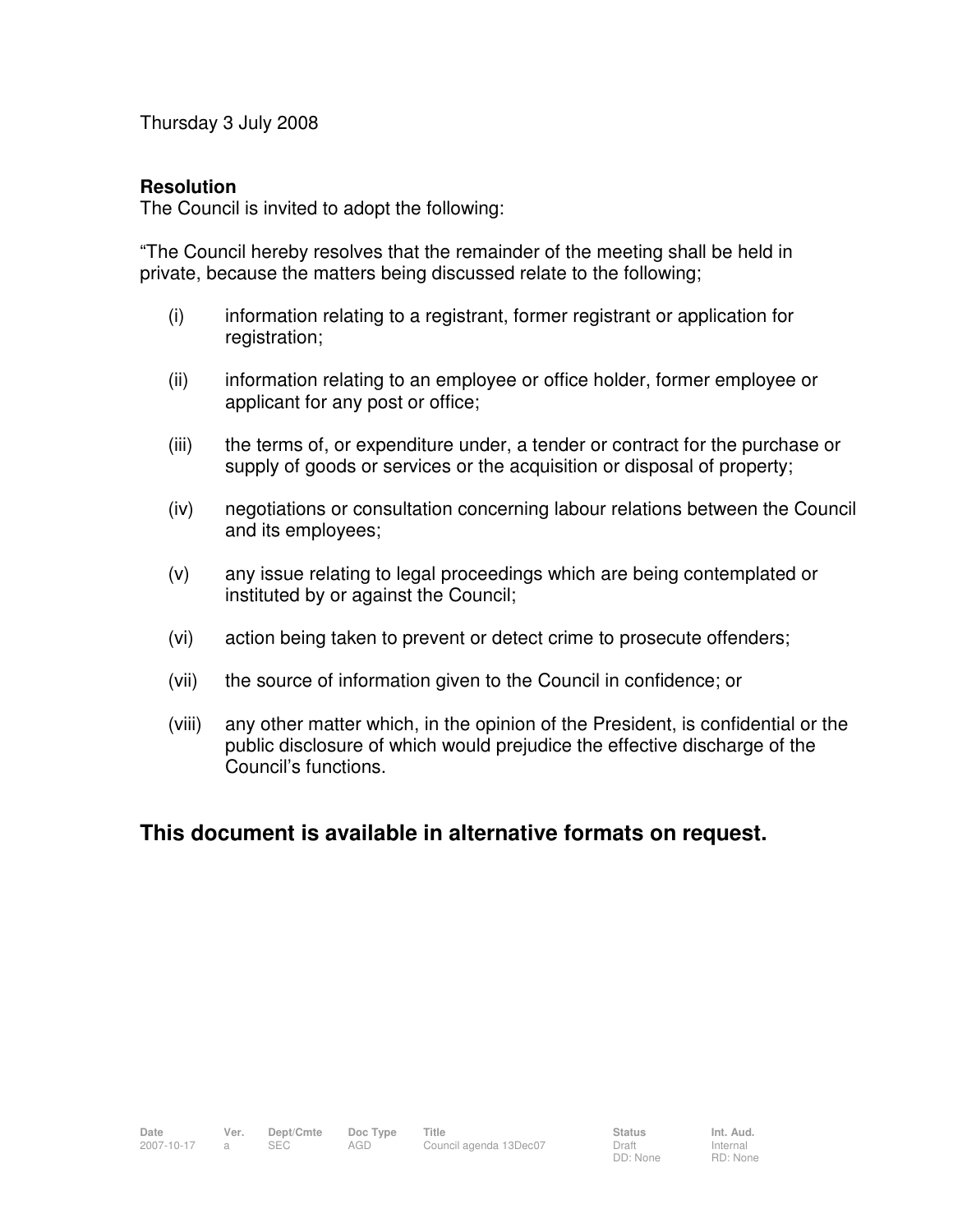Thursday 3 July 2008

**Resolution**

The Council is invited to adopt the following:

"The Council hereby resolves that the remainder of the meeting shall be held in private, because the matters being discussed relate to the following;

(i) information relating to a registrant, former registrant or application for registration;

(ii) information relating to an employee or office holder, former employee or applicant for any post or office;

(iii) the terms of, or expenditure under, a tender or contract for the purchase or supply of goods or services or the acquisition or disposal of property;

(iv) negotiations or consultation concerning labour relations between the Council and its employees;

(v) any issue relating to legal proceedings which are being contemplated or instituted by or against the Council;

(vi) action being taken to prevent or detect crime to prosecute offenders;

(vii) the source of information given to the Council in confidence; or

(viii) any other matter which, in the opinion of the President, is confidential or the public disclosure of which would prejudice the effective discharge of the Council's functions.

## This document is available in alternative formats on request.